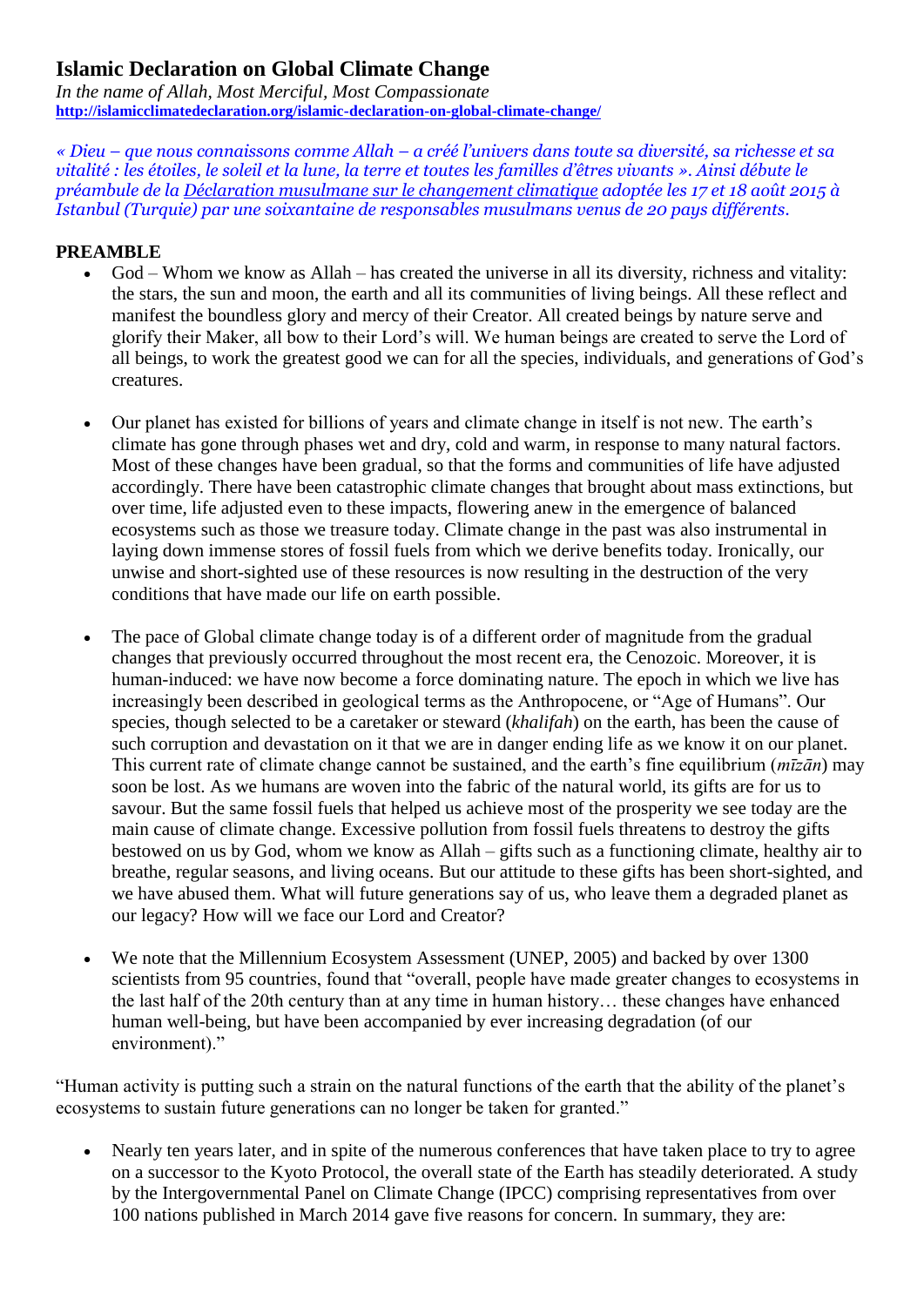# Islamic Declaration on Global Climate Change

*In the name of Allah, Most Merciful, Most Compassionate*
**http://islamicclimatedeclaration.org/islamic-declaration-on-global-climate-change/**

*« Dieu – que nous connaissons comme Allah – a créé l'univers dans toute sa diversité, sa richesse et sa vitalité : les étoiles, le soleil et la lune, la terre et toutes les familles d'êtres vivants ». Ainsi débute le préambule de la Déclaration musulmane sur le changement climatique adoptée les 17 et 18 août 2015 à Istanbul (Turquie) par une soixantaine de responsables musulmans venus de 20 pays différents.*

## PREAMBLE

- God – Whom we know as Allah – has created the universe in all its diversity, richness and vitality: the stars, the sun and moon, the earth and all its communities of living beings. All these reflect and manifest the boundless glory and mercy of their Creator. All created beings by nature serve and glorify their Maker, all bow to their Lord's will. We human beings are created to serve the Lord of all beings, to work the greatest good we can for all the species, individuals, and generations of God's creatures.

- Our planet has existed for billions of years and climate change in itself is not new. The earth's climate has gone through phases wet and dry, cold and warm, in response to many natural factors. Most of these changes have been gradual, so that the forms and communities of life have adjusted accordingly. There have been catastrophic climate changes that brought about mass extinctions, but over time, life adjusted even to these impacts, flowering anew in the emergence of balanced ecosystems such as those we treasure today. Climate change in the past was also instrumental in laying down immense stores of fossil fuels from which we derive benefits today. Ironically, our unwise and short-sighted use of these resources is now resulting in the destruction of the very conditions that have made our life on earth possible.

- The pace of Global climate change today is of a different order of magnitude from the gradual changes that previously occurred throughout the most recent era, the Cenozoic. Moreover, it is human-induced: we have now become a force dominating nature. The epoch in which we live has increasingly been described in geological terms as the Anthropocene, or "Age of Humans". Our species, though selected to be a caretaker or steward (*khalifah*) on the earth, has been the cause of such corruption and devastation on it that we are in danger ending life as we know it on our planet. This current rate of climate change cannot be sustained, and the earth's fine equilibrium (*mīzān*) may soon be lost. As we humans are woven into the fabric of the natural world, its gifts are for us to savour. But the same fossil fuels that helped us achieve most of the prosperity we see today are the main cause of climate change. Excessive pollution from fossil fuels threatens to destroy the gifts bestowed on us by God, whom we know as Allah – gifts such as a functioning climate, healthy air to breathe, regular seasons, and living oceans. But our attitude to these gifts has been short-sighted, and we have abused them. What will future generations say of us, who leave them a degraded planet as our legacy? How will we face our Lord and Creator?

- We note that the Millennium Ecosystem Assessment (UNEP, 2005) and backed by over 1300 scientists from 95 countries, found that "overall, people have made greater changes to ecosystems in the last half of the 20th century than at any time in human history… these changes have enhanced human well-being, but have been accompanied by ever increasing degradation (of our environment)."

"Human activity is putting such a strain on the natural functions of the earth that the ability of the planet's ecosystems to sustain future generations can no longer be taken for granted."

- Nearly ten years later, and in spite of the numerous conferences that have taken place to try to agree on a successor to the Kyoto Protocol, the overall state of the Earth has steadily deteriorated. A study by the Intergovernmental Panel on Climate Change (IPCC) comprising representatives from over 100 nations published in March 2014 gave five reasons for concern. In summary, they are: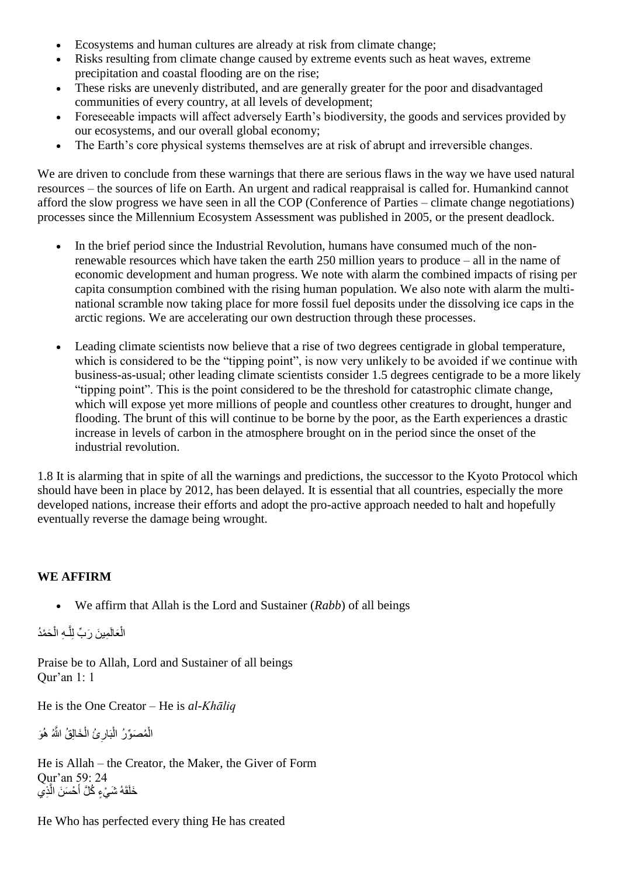- Ecosystems and human cultures are already at risk from climate change;
- Risks resulting from climate change caused by extreme events such as heat waves, extreme precipitation and coastal flooding are on the rise;
- These risks are unevenly distributed, and are generally greater for the poor and disadvantaged communities of every country, at all levels of development;
- Foreseeable impacts will affect adversely Earth's biodiversity, the goods and services provided by our ecosystems, and our overall global economy;
- The Earth's core physical systems themselves are at risk of abrupt and irreversible changes.

We are driven to conclude from these warnings that there are serious flaws in the way we have used natural resources – the sources of life on Earth. An urgent and radical reappraisal is called for. Humankind cannot afford the slow progress we have seen in all the COP (Conference of Parties – climate change negotiations) processes since the Millennium Ecosystem Assessment was published in 2005, or the present deadlock.

- In the brief period since the Industrial Revolution, humans have consumed much of the non-renewable resources which have taken the earth 250 million years to produce – all in the name of economic development and human progress. We note with alarm the combined impacts of rising per capita consumption combined with the rising human population. We also note with alarm the multi-national scramble now taking place for more fossil fuel deposits under the dissolving ice caps in the arctic regions. We are accelerating our own destruction through these processes.

- Leading climate scientists now believe that a rise of two degrees centigrade in global temperature, which is considered to be the "tipping point", is now very unlikely to be avoided if we continue with business-as-usual; other leading climate scientists consider 1.5 degrees centigrade to be a more likely "tipping point". This is the point considered to be the threshold for catastrophic climate change, which will expose yet more millions of people and countless other creatures to drought, hunger and flooding. The brunt of this will continue to be borne by the poor, as the Earth experiences a drastic increase in levels of carbon in the atmosphere brought on in the period since the onset of the industrial revolution.

1.8 It is alarming that in spite of all the warnings and predictions, the successor to the Kyoto Protocol which should have been in place by 2012, has been delayed. It is essential that all countries, especially the more developed nations, increase their efforts and adopt the pro-active approach needed to halt and hopefully eventually reverse the damage being wrought.

**WE AFFIRM**

- We affirm that Allah is the Lord and Sustainer (*Rabb*) of all beings

الْحَمْدُ لِلَّـهِ رَبِّ الْعَالَمِينَ

Praise be to Allah, Lord and Sustainer of all beings
Qur'an 1: 1

He is the One Creator – He is *al-Khāliq*

هُوَ اللَّهُ الْخَالِقُ الْبَارِئُ الْمُصَوِّرُ

He is Allah – the Creator, the Maker, the Giver of Form
Qur'an 59: 24

الَّذِي أَحْسَنَ كُلَّ شَيْءٍ خَلَقَهُ

He Who has perfected every thing He has created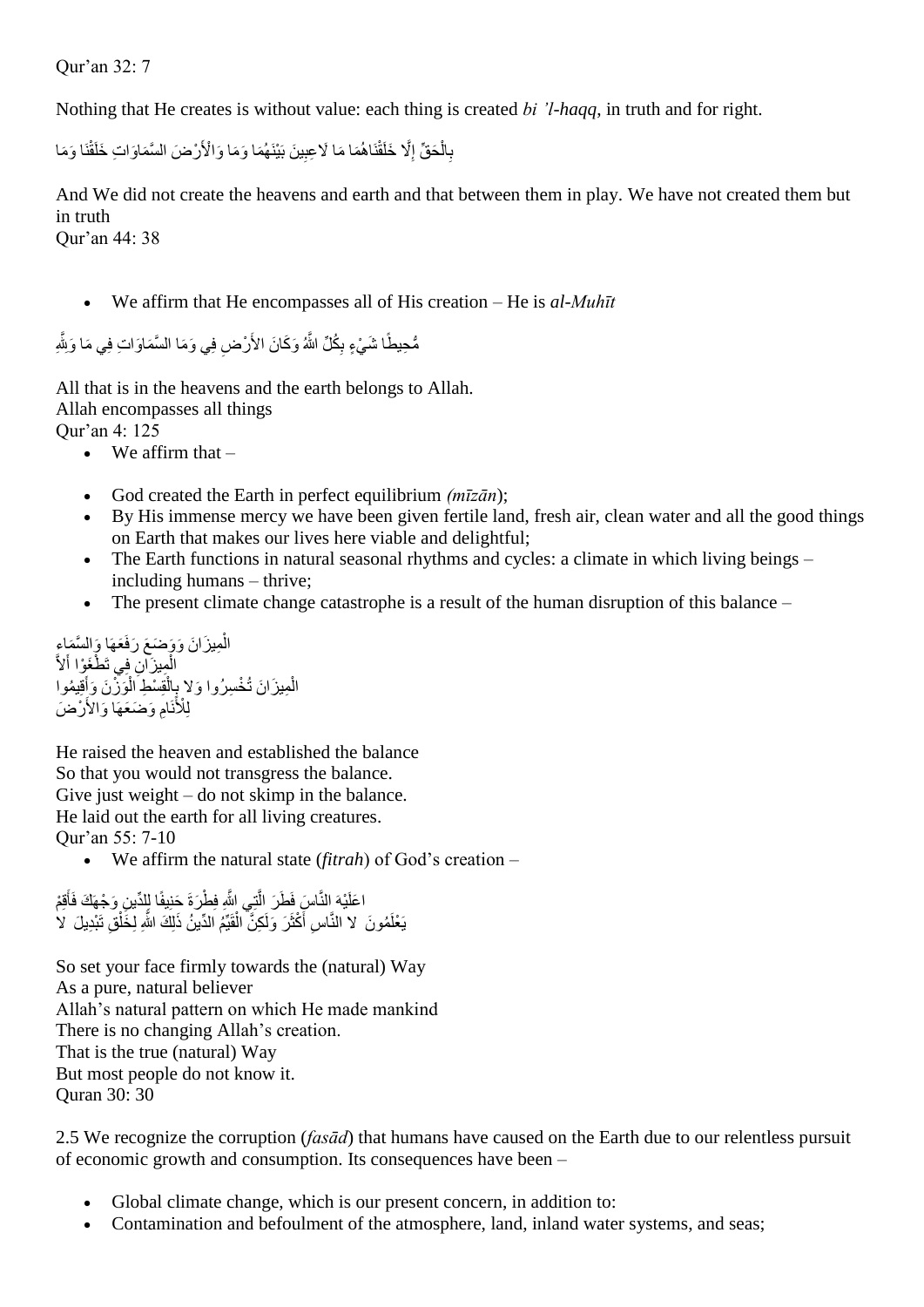Qur'an 32: 7

Nothing that He creates is without value: each thing is created *bi 'l-haqq*, in truth and for right.

وَمَا خَلَقْنَا السَّمَاوَاتِ وَالْأَرْضَ وَمَا بَيْنَهُمَا لَاعِبِينَ مَا خَلَقْنَاهُمَا إِلَّا بِالْحَقِّ

And We did not create the heavens and earth and that between them in play. We have not created them but in truth
Qur'an 44: 38

- We affirm that He encompasses all of His creation – He is *al-Muhīt*

وَلِلَّهِ مَا فِي السَّمَاوَاتِ وَمَا فِي الأَرْضِ وَكَانَ اللَّهُ بِكُلِّ شَيْءٍ مُّحِيطًا

All that is in the heavens and the earth belongs to Allah.
Allah encompasses all things
Qur'an 4: 125

- We affirm that –
- God created the Earth in perfect equilibrium *(mīzān*);
- By His immense mercy we have been given fertile land, fresh air, clean water and all the good things on Earth that makes our lives here viable and delightful;
- The Earth functions in natural seasonal rhythms and cycles: a climate in which living beings – including humans – thrive;
- The present climate change catastrophe is a result of the human disruption of this balance –

وَالسَّمَاء رَفَعَهَا وَوَضَعَ الْمِيزَانَ
أَلاَّ تَطْغَوْا فِي الْمِيزَانِ
وَأَقِيمُوا الْوَزْنَ بِالْقِسْطِ وَلا تُخْسِرُوا الْمِيزَانَ
وَالأَرْضَ وَضَعَهَا لِلْأَنَامِ

He raised the heaven and established the balance
So that you would not transgress the balance.
Give just weight – do not skimp in the balance.
He laid out the earth for all living creatures.
Qur'an 55: 7-10

- We affirm the natural state (*fitrah*) of God's creation –

فَأَقِمْ وَجْهَكَ لِلدِّينِ حَنِيفًا فِطْرَةَ اللَّهِ الَّتِي فَطَرَ النَّاسَ عَلَيْهَا
لا تَبْدِيلَ لِخَلْقِ اللَّهِ ذَلِكَ الدِّينُ الْقَيِّمُ وَلَكِنَّ أَكْثَرَ النَّاسِ لا يَعْلَمُونَ

So set your face firmly towards the (natural) Way
As a pure, natural believer
Allah's natural pattern on which He made mankind
There is no changing Allah's creation.
That is the true (natural) Way
But most people do not know it.
Quran 30: 30

2.5 We recognize the corruption (*fasād*) that humans have caused on the Earth due to our relentless pursuit of economic growth and consumption. Its consequences have been –

- Global climate change, which is our present concern, in addition to:
- Contamination and befoulment of the atmosphere, land, inland water systems, and seas;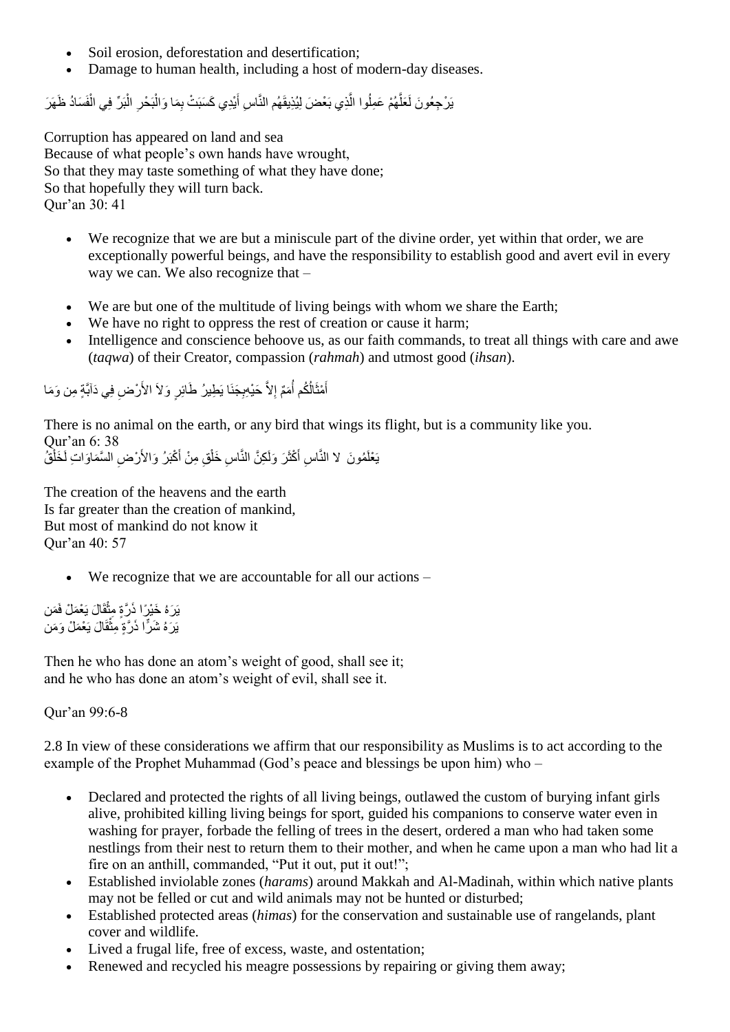- Soil erosion, deforestation and desertification;
- Damage to human health, including a host of modern-day diseases.

ظَهَرَ الْفَسَادُ فِي الْبَرِّ وَالْبَحْرِ بِمَا كَسَبَتْ أَيْدِي النَّاسِ لِيُذِيقَهُم بَعْضَ الَّذِي عَمِلُوا لَعَلَّهُمْ يَرْجِعُونَ

Corruption has appeared on land and sea
Because of what people's own hands have wrought,
So that they may taste something of what they have done;
So that hopefully they will turn back.
Qur'an 30: 41

- We recognize that we are but a miniscule part of the divine order, yet within that order, we are exceptionally powerful beings, and have the responsibility to establish good and avert evil in every way we can. We also recognize that –

- We are but one of the multitude of living beings with whom we share the Earth;
- We have no right to oppress the rest of creation or cause it harm;
- Intelligence and conscience behoove us, as our faith commands, to treat all things with care and awe (*taqwa*) of their Creator, compassion (*rahmah*) and utmost good (*ihsan*).

وَمَا مِن دَابَّةٍ فِي الأَرْضِ وَلاَ طَائِرٍ يَطِيرُ بِجَنَاحَيْهِ إِلاَّ أُمَمٌ أَمْثَالُكُم

There is no animal on the earth, or any bird that wings its flight, but is a community like you.
Qur'an 6: 38

لَخَلْقُ السَّمَاوَاتِ وَالأَرْضِ أَكْبَرُ مِنْ خَلْقِ النَّاسِ وَلَكِنَّ أَكْثَرَ النَّاسِ لا يَعْلَمُونَ

The creation of the heavens and the earth
Is far greater than the creation of mankind,
But most of mankind do not know it
Qur'an 40: 57

- We recognize that we are accountable for all our actions –

فَمَن يَعْمَلْ مِثْقَالَ ذَرَّةٍ خَيْرًا يَرَهُ
وَمَن يَعْمَلْ مِثْقَالَ ذَرَّةٍ شَرًّا يَرَهُ

Then he who has done an atom's weight of good, shall see it;
and he who has done an atom's weight of evil, shall see it.

Qur'an 99:6-8

2.8 In view of these considerations we affirm that our responsibility as Muslims is to act according to the example of the Prophet Muhammad (God's peace and blessings be upon him) who –

- Declared and protected the rights of all living beings, outlawed the custom of burying infant girls alive, prohibited killing living beings for sport, guided his companions to conserve water even in washing for prayer, forbade the felling of trees in the desert, ordered a man who had taken some nestlings from their nest to return them to their mother, and when he came upon a man who had lit a fire on an anthill, commanded, "Put it out, put it out!";
- Established inviolable zones (*harams*) around Makkah and Al-Madinah, within which native plants may not be felled or cut and wild animals may not be hunted or disturbed;
- Established protected areas (*himas*) for the conservation and sustainable use of rangelands, plant cover and wildlife.
- Lived a frugal life, free of excess, waste, and ostentation;
- Renewed and recycled his meagre possessions by repairing or giving them away;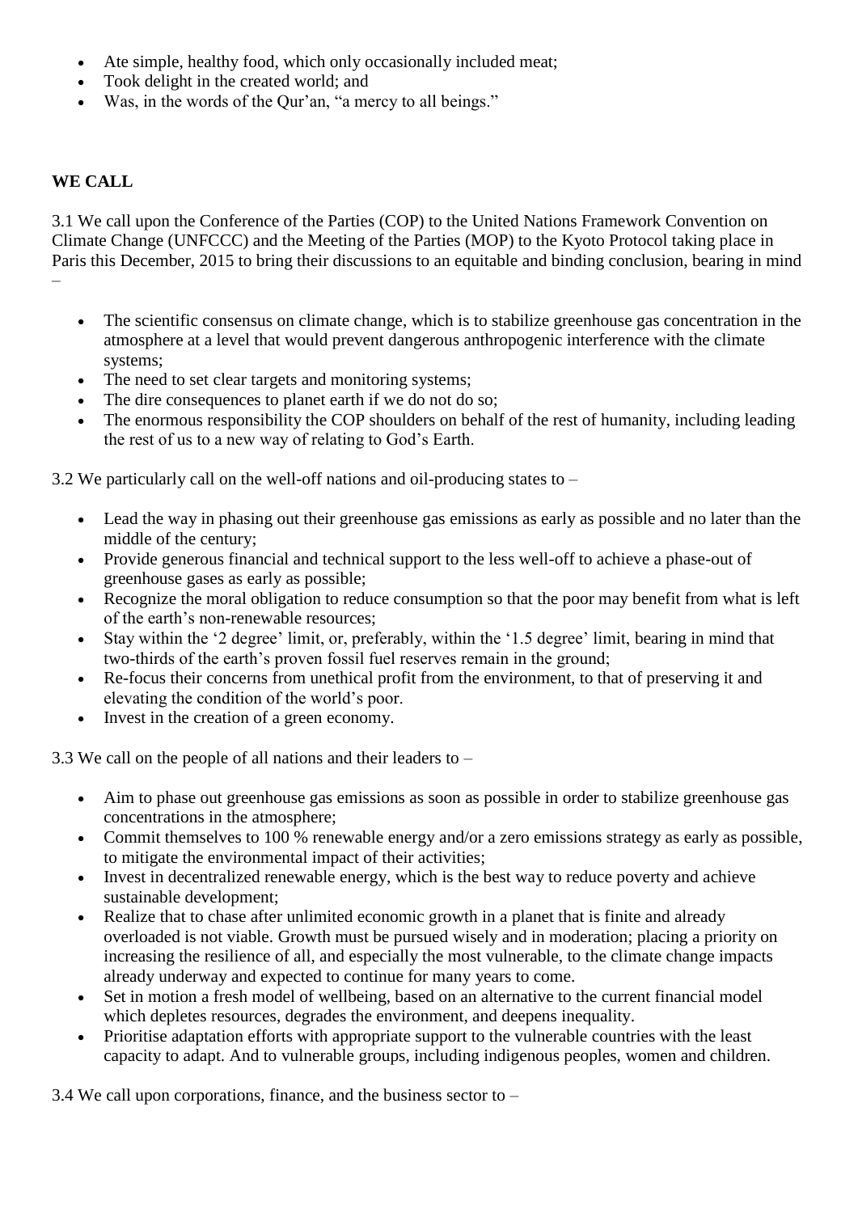- Ate simple, healthy food, which only occasionally included meat;
- Took delight in the created world; and
- Was, in the words of the Qur'an, "a mercy to all beings."

**WE CALL**

3.1 We call upon the Conference of the Parties (COP) to the United Nations Framework Convention on Climate Change (UNFCCC) and the Meeting of the Parties (MOP) to the Kyoto Protocol taking place in Paris this December, 2015 to bring their discussions to an equitable and binding conclusion, bearing in mind –

- The scientific consensus on climate change, which is to stabilize greenhouse gas concentration in the atmosphere at a level that would prevent dangerous anthropogenic interference with the climate systems;
- The need to set clear targets and monitoring systems;
- The dire consequences to planet earth if we do not do so;
- The enormous responsibility the COP shoulders on behalf of the rest of humanity, including leading the rest of us to a new way of relating to God's Earth.

3.2 We particularly call on the well-off nations and oil-producing states to –

- Lead the way in phasing out their greenhouse gas emissions as early as possible and no later than the middle of the century;
- Provide generous financial and technical support to the less well-off to achieve a phase-out of greenhouse gases as early as possible;
- Recognize the moral obligation to reduce consumption so that the poor may benefit from what is left of the earth's non-renewable resources;
- Stay within the '2 degree' limit, or, preferably, within the '1.5 degree' limit, bearing in mind that two-thirds of the earth's proven fossil fuel reserves remain in the ground;
- Re-focus their concerns from unethical profit from the environment, to that of preserving it and elevating the condition of the world's poor.
- Invest in the creation of a green economy.

3.3 We call on the people of all nations and their leaders to –

- Aim to phase out greenhouse gas emissions as soon as possible in order to stabilize greenhouse gas concentrations in the atmosphere;
- Commit themselves to 100 % renewable energy and/or a zero emissions strategy as early as possible, to mitigate the environmental impact of their activities;
- Invest in decentralized renewable energy, which is the best way to reduce poverty and achieve sustainable development;
- Realize that to chase after unlimited economic growth in a planet that is finite and already overloaded is not viable. Growth must be pursued wisely and in moderation; placing a priority on increasing the resilience of all, and especially the most vulnerable, to the climate change impacts already underway and expected to continue for many years to come.
- Set in motion a fresh model of wellbeing, based on an alternative to the current financial model which depletes resources, degrades the environment, and deepens inequality.
- Prioritise adaptation efforts with appropriate support to the vulnerable countries with the least capacity to adapt. And to vulnerable groups, including indigenous peoples, women and children.

3.4 We call upon corporations, finance, and the business sector to –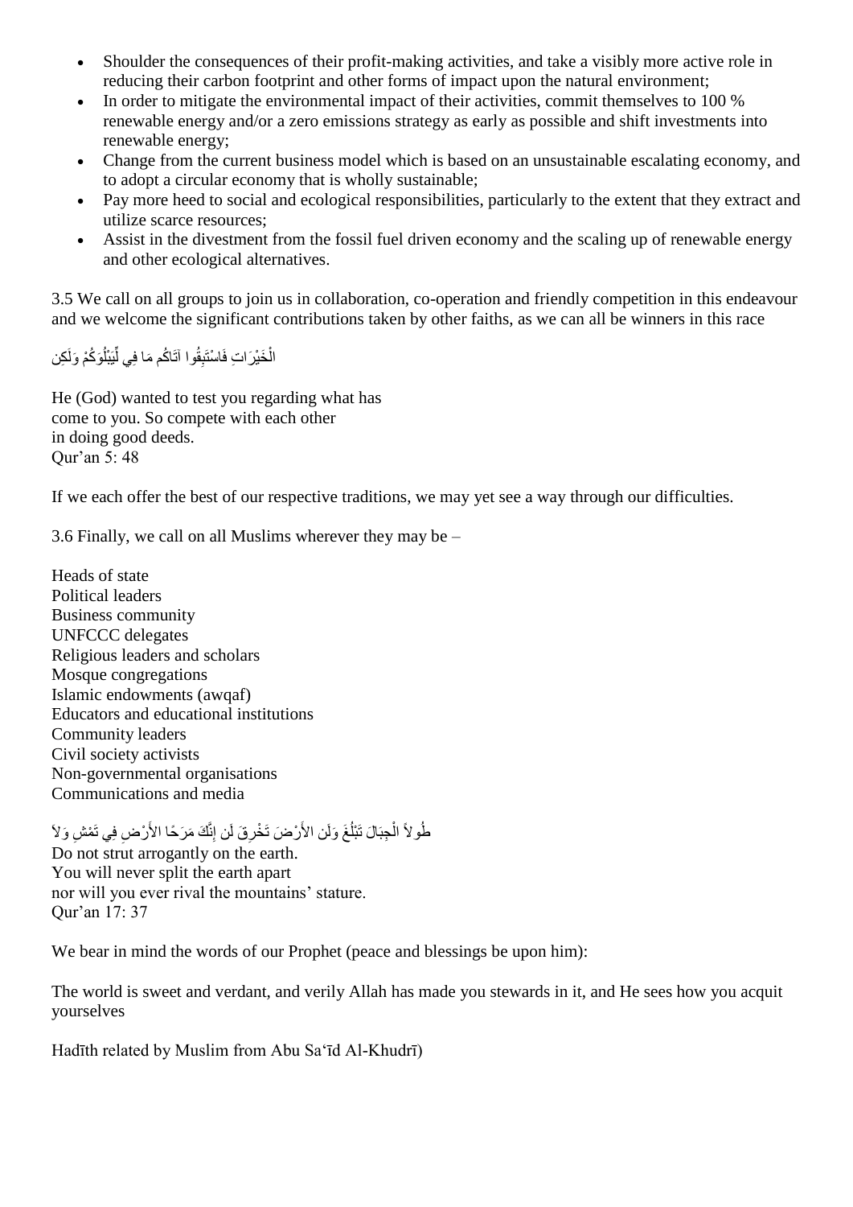- Shoulder the consequences of their profit-making activities, and take a visibly more active role in reducing their carbon footprint and other forms of impact upon the natural environment;
- In order to mitigate the environmental impact of their activities, commit themselves to 100 % renewable energy and/or a zero emissions strategy as early as possible and shift investments into renewable energy;
- Change from the current business model which is based on an unsustainable escalating economy, and to adopt a circular economy that is wholly sustainable;
- Pay more heed to social and ecological responsibilities, particularly to the extent that they extract and utilize scarce resources;
- Assist in the divestment from the fossil fuel driven economy and the scaling up of renewable energy and other ecological alternatives.

3.5 We call on all groups to join us in collaboration, co-operation and friendly competition in this endeavour and we welcome the significant contributions taken by other faiths, as we can all be winners in this race

وَلَكِن لِّيَبْلُوَكُمْ فِي مَا آتَاكُم فَاسْتَبِقُوا الْخَيْرَاتِ

He (God) wanted to test you regarding what has
come to you. So compete with each other
in doing good deeds.
Qur'an 5: 48

If we each offer the best of our respective traditions, we may yet see a way through our difficulties.

3.6 Finally, we call on all Muslims wherever they may be –

Heads of state
Political leaders
Business community
UNFCCC delegates
Religious leaders and scholars
Mosque congregations
Islamic endowments (awqaf)
Educators and educational institutions
Community leaders
Civil society activists
Non-governmental organisations
Communications and media

وَلاَ تَمْشِ فِي الأَرْضِ مَرَحًا إِنَّكَ لَن تَخْرِقَ الأَرْضَ وَلَن تَبْلُغَ الْجِبَالَ طُولاً
Do not strut arrogantly on the earth.
You will never split the earth apart
nor will you ever rival the mountains' stature.
Qur'an 17: 37

We bear in mind the words of our Prophet (peace and blessings be upon him):

The world is sweet and verdant, and verily Allah has made you stewards in it, and He sees how you acquit yourselves

Hadīth related by Muslim from Abu Sa'īd Al-Khudrī)